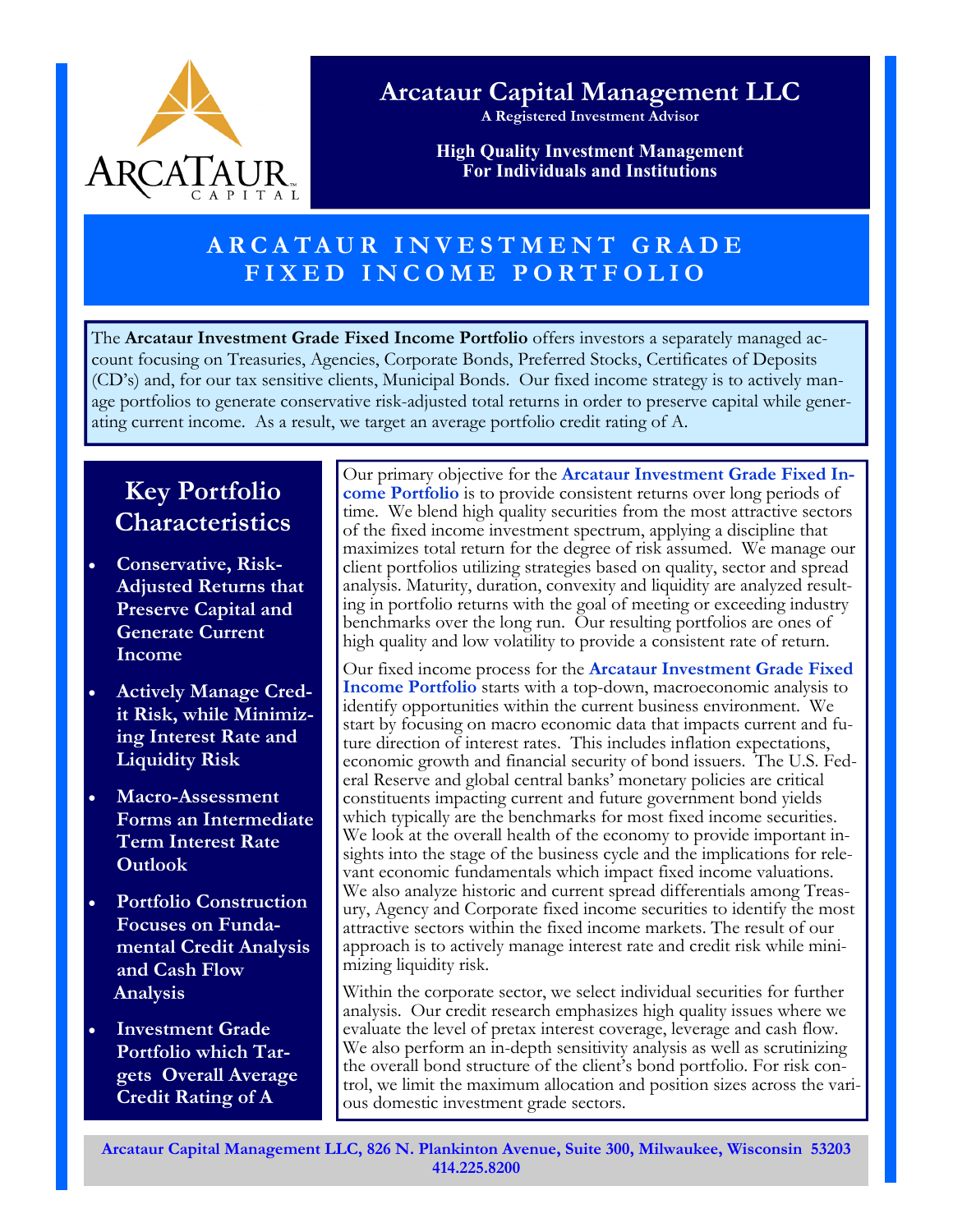# Arcataur Capital Management LLC

A Registered Investment Advisor

**High Quality Investment Management For Individuals and Institutions**

## ARCATAUR INVESTMENT GRADE FIXED INCOME PORTFOLIO

The **Arcataur Investment Grade Fixed Income Portfolio** offers investors a separately managed account focusing on Treasuries, Agencies, Corporate Bonds, Preferred Stocks, Certificates of Deposits (CD's) and, for our tax sensitive clients, Municipal Bonds. Our fixed income strategy is to actively manage portfolios to generate conservative risk-adjusted total returns in order to preserve capital while generating current income. As a result, we target an average portfolio credit rating of A.

### Key Portfolio Characteristics

- **Conservative, Risk-Adjusted Returns that Preserve Capital and Generate Current Income**
- **Actively Manage Credit Risk, while Minimizing Interest Rate and Liquidity Risk**
- **Macro-Assessment Forms an Intermediate Term Interest Rate Outlook**
- **Portfolio Construction Focuses on Fundamental Credit Analysis and Cash Flow Analysis**
- **Investment Grade Portfolio which Targets Overall Average Credit Rating of A**

Our primary objective for the **Arcataur Investment Grade Fixed Income Portfolio** is to provide consistent returns over long periods of time. We blend high quality securities from the most attractive sectors of the fixed income investment spectrum, applying a discipline that maximizes total return for the degree of risk assumed. We manage our client portfolios utilizing strategies based on quality, sector and spread analysis. Maturity, duration, convexity and liquidity are analyzed resulting in portfolio returns with the goal of meeting or exceeding industry benchmarks over the long run. Our resulting portfolios are ones of high quality and low volatility to provide a consistent rate of return.

Our fixed income process for the **Arcataur Investment Grade Fixed Income Portfolio** starts with a top-down, macroeconomic analysis to identify opportunities within the current business environment. We start by focusing on macro economic data that impacts current and future direction of interest rates. This includes inflation expectations, economic growth and financial security of bond issuers. The U.S. Federal Reserve and global central banks' monetary policies are critical constituents impacting current and future government bond yields which typically are the benchmarks for most fixed income securities. We look at the overall health of the economy to provide important insights into the stage of the business cycle and the implications for relevant economic fundamentals which impact fixed income valuations. We also analyze historic and current spread differentials among Treasury, Agency and Corporate fixed income securities to identify the most attractive sectors within the fixed income markets. The result of our approach is to actively manage interest rate and credit risk while minimizing liquidity risk.

Within the corporate sector, we select individual securities for further analysis. Our credit research emphasizes high quality issues where we evaluate the level of pretax interest coverage, leverage and cash flow. We also perform an in-depth sensitivity analysis as well as scrutinizing the overall bond structure of the client's bond portfolio. For risk control, we limit the maximum allocation and position sizes across the various domestic investment grade sectors.

**Arcataur Capital Management LLC, 826 N. Plankinton Avenue, Suite 300, Milwaukee, Wisconsin 53203**
**414.225.8200**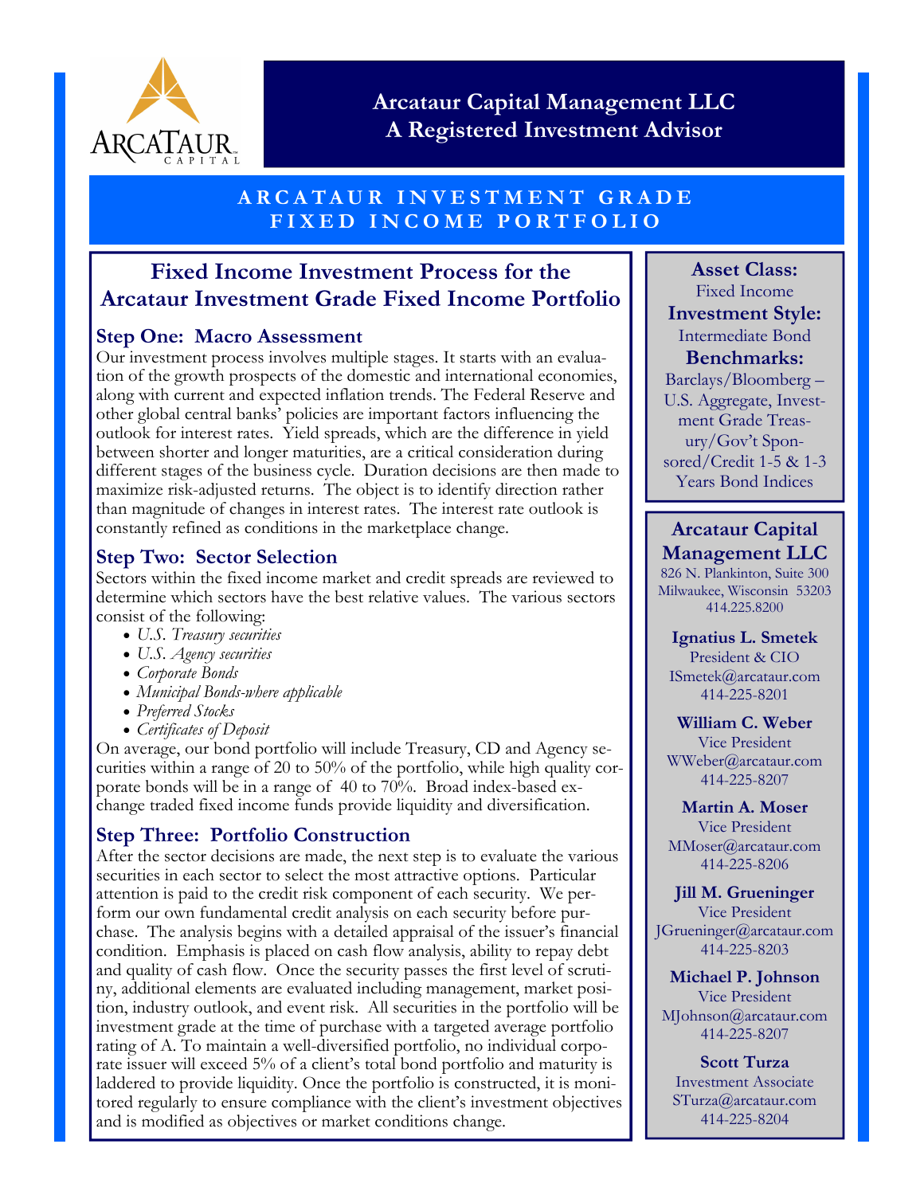# Arcataur Capital Management LLC
# A Registered Investment Advisor

## ARCATAUR INVESTMENT GRADE FIXED INCOME PORTFOLIO

## Fixed Income Investment Process for the Arcataur Investment Grade Fixed Income Portfolio

### Step One: Macro Assessment

Our investment process involves multiple stages. It starts with an evaluation of the growth prospects of the domestic and international economies, along with current and expected inflation trends. The Federal Reserve and other global central banks' policies are important factors influencing the outlook for interest rates. Yield spreads, which are the difference in yield between shorter and longer maturities, are a critical consideration during different stages of the business cycle. Duration decisions are then made to maximize risk-adjusted returns. The object is to identify direction rather than magnitude of changes in interest rates. The interest rate outlook is constantly refined as conditions in the marketplace change.

### Step Two: Sector Selection

Sectors within the fixed income market and credit spreads are reviewed to determine which sectors have the best relative values. The various sectors consist of the following:

- *U.S. Treasury securities*
- *U.S. Agency securities*
- *Corporate Bonds*
- *Municipal Bonds-where applicable*
- *Preferred Stocks*
- *Certificates of Deposit*

On average, our bond portfolio will include Treasury, CD and Agency securities within a range of 20 to 50% of the portfolio, while high quality corporate bonds will be in a range of 40 to 70%. Broad index-based exchange traded fixed income funds provide liquidity and diversification.

### Step Three: Portfolio Construction

After the sector decisions are made, the next step is to evaluate the various securities in each sector to select the most attractive options. Particular attention is paid to the credit risk component of each security. We perform our own fundamental credit analysis on each security before purchase. The analysis begins with a detailed appraisal of the issuer's financial condition. Emphasis is placed on cash flow analysis, ability to repay debt and quality of cash flow. Once the security passes the first level of scrutiny, additional elements are evaluated including management, market position, industry outlook, and event risk. All securities in the portfolio will be investment grade at the time of purchase with a targeted average portfolio rating of A. To maintain a well-diversified portfolio, no individual corporate issuer will exceed 5% of a client's total bond portfolio and maturity is laddered to provide liquidity. Once the portfolio is constructed, it is monitored regularly to ensure compliance with the client's investment objectives and is modified as objectives or market conditions change.

**Asset Class:**
Fixed Income

**Investment Style:**
Intermediate Bond

**Benchmarks:**
Barclays/Bloomberg – U.S. Aggregate, Investment Grade Treasury/Gov't Sponsored/Credit 1-5 & 1-3 Years Bond Indices

**Arcataur Capital Management LLC**
826 N. Plankinton, Suite 300
Milwaukee, Wisconsin 53203
414.225.8200

**Ignatius L. Smetek**
President & CIO
ISmetek@arcataur.com
414-225-8201

**William C. Weber**
Vice President
WWeber@arcataur.com
414-225-8207

**Martin A. Moser**
Vice President
MMoser@arcataur.com
414-225-8206

**Jill M. Grueninger**
Vice President
JGrueninger@arcataur.com
414-225-8203

**Michael P. Johnson**
Vice President
MJohnson@arcataur.com
414-225-8207

**Scott Turza**
Investment Associate
STurza@arcataur.com
414-225-8204